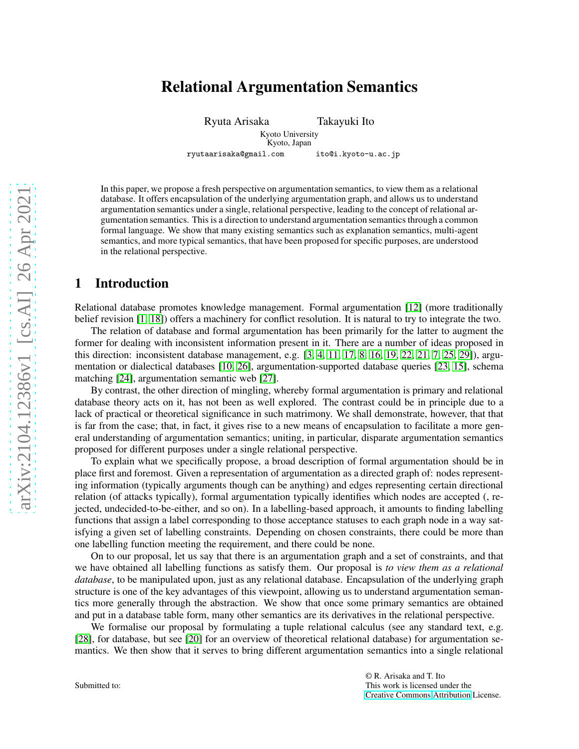# Relational Argumentation Semantics

Ryuta Arisaka Takayuki Ito

Kyoto University
Kyoto, Japan

ryutaarisaka@gmail.com ito@i.kyoto-u.ac.jp

In this paper, we propose a fresh perspective on argumentation semantics, to view them as a relational database. It offers encapsulation of the underlying argumentation graph, and allows us to understand argumentation semantics under a single, relational perspective, leading to the concept of relational argumentation semantics. This is a direction to understand argumentation semantics through a common formal language. We show that many existing semantics such as explanation semantics, multi-agent semantics, and more typical semantics, that have been proposed for specific purposes, are understood in the relational perspective.

## 1 Introduction

Relational database promotes knowledge management. Formal argumentation [12] (more traditionally belief revision [1, 18]) offers a machinery for conflict resolution. It is natural to try to integrate the two.

The relation of database and formal argumentation has been primarily for the latter to augment the former for dealing with inconsistent information present in it. There are a number of ideas proposed in this direction: inconsistent database management, e.g. [3, 4, 11, 17, 8, 16, 19, 22, 21, 7, 25, 29]), argumentation or dialectical databases [10, 26], argumentation-supported database queries [23, 15], schema matching [24], argumentation semantic web [27].

By contrast, the other direction of mingling, whereby formal argumentation is primary and relational database theory acts on it, has not been as well explored. The contrast could be in principle due to a lack of practical or theoretical significance in such matrimony. We shall demonstrate, however, that that is far from the case; that, in fact, it gives rise to a new means of encapsulation to facilitate a more general understanding of argumentation semantics; uniting, in particular, disparate argumentation semantics proposed for different purposes under a single relational perspective.

To explain what we specifically propose, a broad description of formal argumentation should be in place first and foremost. Given a representation of argumentation as a directed graph of: nodes representing information (typically arguments though can be anything) and edges representing certain directional relation (of attacks typically), formal argumentation typically identifies which nodes are accepted (, rejected, undecided-to-be-either, and so on). In a labelling-based approach, it amounts to finding labelling functions that assign a label corresponding to those acceptance statuses to each graph node in a way satisfying a given set of labelling constraints. Depending on chosen constraints, there could be more than one labelling function meeting the requirement, and there could be none.

On to our proposal, let us say that there is an argumentation graph and a set of constraints, and that we have obtained all labelling functions as satisfy them. Our proposal is *to view them as a relational database*, to be manipulated upon, just as any relational database. Encapsulation of the underlying graph structure is one of the key advantages of this viewpoint, allowing us to understand argumentation semantics more generally through the abstraction. We show that once some primary semantics are obtained and put in a database table form, many other semantics are its derivatives in the relational perspective.

We formalise our proposal by formulating a tuple relational calculus (see any standard text, e.g. [28], for database, but see [20] for an overview of theoretical relational database) for argumentation semantics. We then show that it serves to bring different argumentation semantics into a single relational

Submitted to:

© R. Arisaka and T. Ito
This work is licensed under the
Creative Commons Attribution License.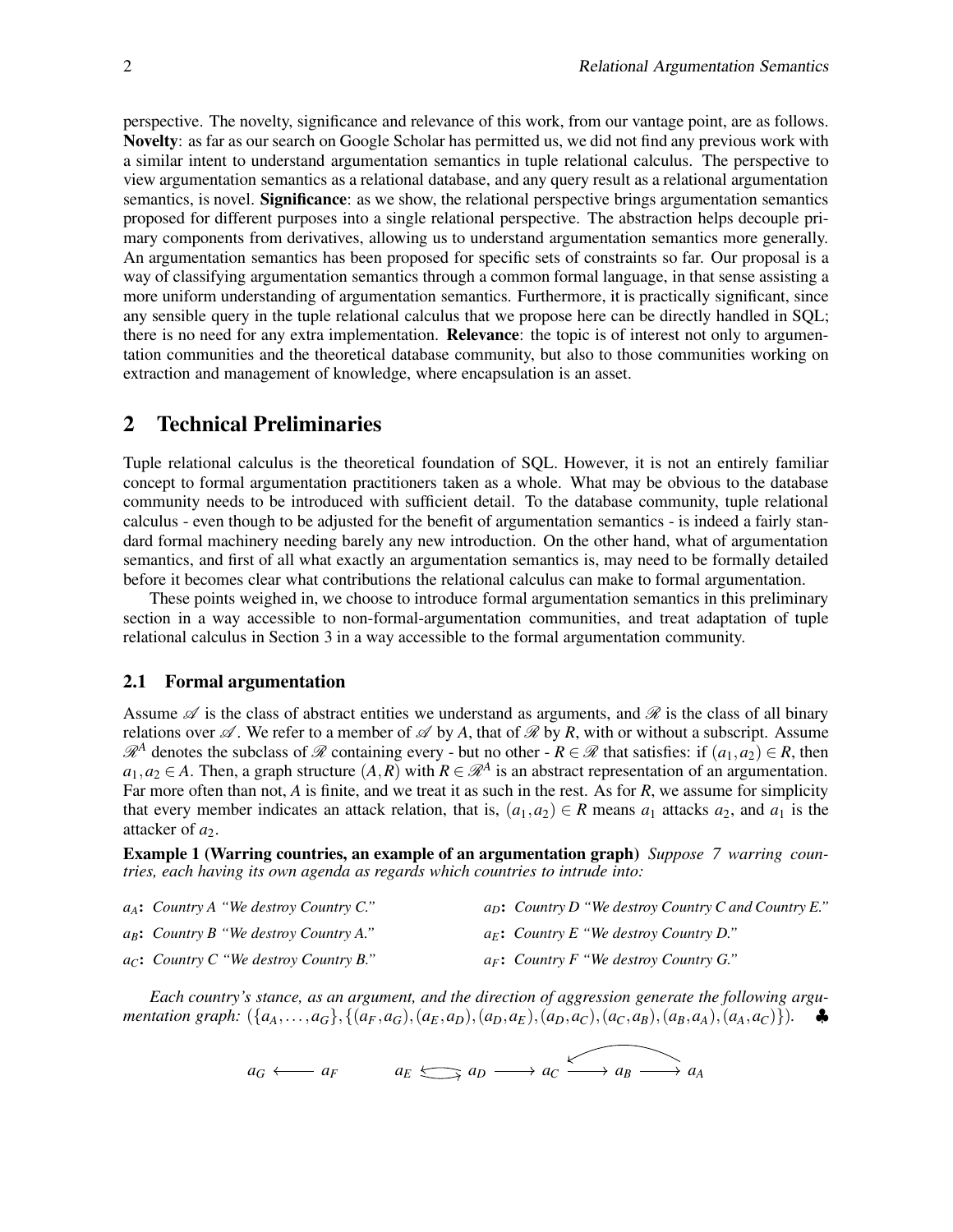perspective. The novelty, significance and relevance of this work, from our vantage point, are as follows. **Novelty**: as far as our search on Google Scholar has permitted us, we did not find any previous work with a similar intent to understand argumentation semantics in tuple relational calculus. The perspective to view argumentation semantics as a relational database, and any query result as a relational argumentation semantics, is novel. **Significance**: as we show, the relational perspective brings argumentation semantics proposed for different purposes into a single relational perspective. The abstraction helps decouple primary components from derivatives, allowing us to understand argumentation semantics more generally. An argumentation semantics has been proposed for specific sets of constraints so far. Our proposal is a way of classifying argumentation semantics through a common formal language, in that sense assisting a more uniform understanding of argumentation semantics. Furthermore, it is practically significant, since any sensible query in the tuple relational calculus that we propose here can be directly handled in SQL; there is no need for any extra implementation. **Relevance**: the topic is of interest not only to argumentation communities and the theoretical database community, but also to those communities working on extraction and management of knowledge, where encapsulation is an asset.

## 2 Technical Preliminaries

Tuple relational calculus is the theoretical foundation of SQL. However, it is not an entirely familiar concept to formal argumentation practitioners taken as a whole. What may be obvious to the database community needs to be introduced with sufficient detail. To the database community, tuple relational calculus - even though to be adjusted for the benefit of argumentation semantics - is indeed a fairly standard formal machinery needing barely any new introduction. On the other hand, what of argumentation semantics, and first of all what exactly an argumentation semantics is, may need to be formally detailed before it becomes clear what contributions the relational calculus can make to formal argumentation.

These points weighed in, we choose to introduce formal argumentation semantics in this preliminary section in a way accessible to non-formal-argumentation communities, and treat adaptation of tuple relational calculus in Section 3 in a way accessible to the formal argumentation community.

### 2.1 Formal argumentation

Assume $\mathscr{A}$ is the class of abstract entities we understand as arguments, and $\mathscr{R}$ is the class of all binary relations over $\mathscr{A}$. We refer to a member of $\mathscr{A}$ by $A$, that of $\mathscr{R}$ by $R$, with or without a subscript. Assume $\mathscr{R}^A$ denotes the subclass of $\mathscr{R}$ containing every - but no other - $R \in \mathscr{R}$ that satisfies: if $(a_1, a_2) \in R$, then $a_1, a_2 \in A$. Then, a graph structure $(A, R)$ with $R \in \mathscr{R}^A$ is an abstract representation of an argumentation. Far more often than not, $A$ is finite, and we treat it as such in the rest. As for $R$, we assume for simplicity that every member indicates an attack relation, that is, $(a_1, a_2) \in R$ means $a_1$ attacks $a_2$, and $a_1$ is the attacker of $a_2$.

**Example 1 (Warring countries, an example of an argumentation graph)** *Suppose 7 warring countries, each having its own agenda as regards which countries to intrude into:*

- $a_A$**:** *Country A "We destroy Country C."*
- $a_B$**:** *Country B "We destroy Country A."*
- $a_C$**:** *Country C "We destroy Country B."*
- $a_D$**:** *Country D "We destroy Country C and Country E."*
- $a_E$**:** *Country E "We destroy Country D."*
- $a_F$**:** *Country F "We destroy Country G."*

*Each country's stance, as an argument, and the direction of aggression generate the following argumentation graph:* $(\{a_A, \ldots, a_G\}, \{(a_F, a_G), (a_E, a_D), (a_D, a_E), (a_D, a_C), (a_C, a_B), (a_B, a_A), (a_A, a_C)\})$. ♣

$$a_G \longleftarrow a_F \qquad a_E \leftrightarrows a_D \longrightarrow a_C \longrightarrow a_B \longrightarrow a_A \quad (a_A \longrightarrow a_C)$$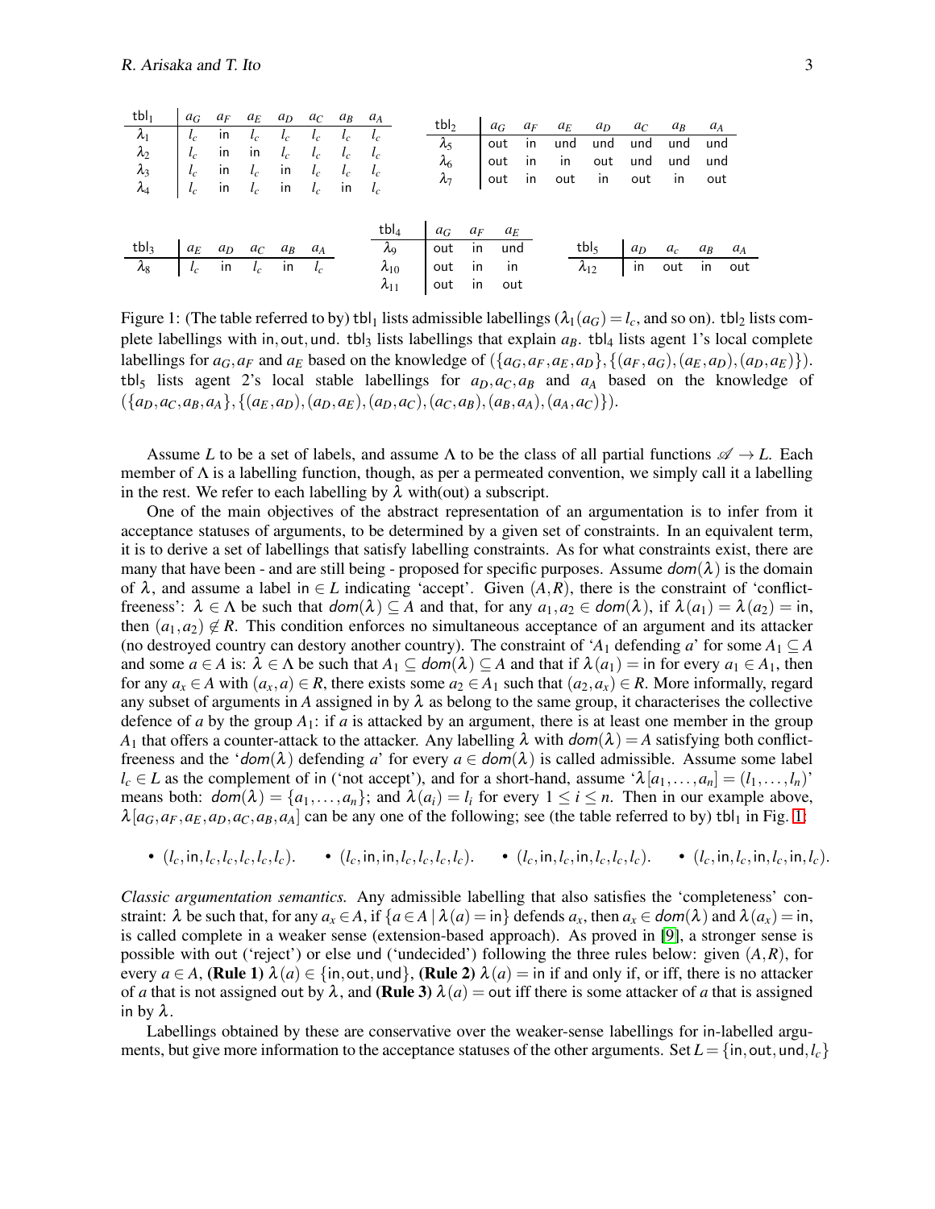| $\mathsf{tbl}_1$ | $a_G$ | $a_F$ | $a_E$ | $a_D$ | $a_C$ | $a_B$ | $a_A$ |
|---|---|---|---|---|---|---|---|
| $\lambda_1$ | $l_c$ | in | $l_c$ | $l_c$ | $l_c$ | $l_c$ | $l_c$ |
| $\lambda_2$ | $l_c$ | in | in | $l_c$ | $l_c$ | $l_c$ | $l_c$ |
| $\lambda_3$ | $l_c$ | in | $l_c$ | in | $l_c$ | $l_c$ | $l_c$ |
| $\lambda_4$ | $l_c$ | in | $l_c$ | in | $l_c$ | in | $l_c$ |

| $\mathsf{tbl}_2$ | $a_G$ | $a_F$ | $a_E$ | $a_D$ | $a_C$ | $a_B$ | $a_A$ |
|---|---|---|---|---|---|---|---|
| $\lambda_5$ | out | in | und | und | und | und | und |
| $\lambda_6$ | out | in | in | out | und | und | und |
| $\lambda_7$ | out | in | out | in | out | in | out |

| $\mathsf{tbl}_3$ | $a_E$ | $a_D$ | $a_C$ | $a_B$ | $a_A$ |
|---|---|---|---|---|---|
| $\lambda_8$ | $l_c$ | in | $l_c$ | in | $l_c$ |

| $\mathsf{tbl}_4$ | $a_G$ | $a_F$ | $a_E$ |
|---|---|---|---|
| $\lambda_9$ | out | in | und |
| $\lambda_{10}$ | out | in | in |
| $\lambda_{11}$ | out | in | out |

| $\mathsf{tbl}_5$ | $a_D$ | $a_c$ | $a_B$ | $a_A$ |
|---|---|---|---|---|
| $\lambda_{12}$ | in | out | in | out |

Figure 1: (The table referred to by) $\mathsf{tbl}_1$ lists admissible labellings ($\lambda_1(a_G) = l_c$, and so on). $\mathsf{tbl}_2$ lists complete labellings with in, out, und. $\mathsf{tbl}_3$ lists labellings that explain $a_B$. $\mathsf{tbl}_4$ lists agent 1's local complete labellings for $a_G, a_F$ and $a_E$ based on the knowledge of $(\{a_G, a_F, a_E, a_D\}, \{(a_F, a_G), (a_E, a_D), (a_D, a_E)\})$. $\mathsf{tbl}_5$ lists agent 2's local stable labellings for $a_D, a_C, a_B$ and $a_A$ based on the knowledge of $(\{a_D, a_C, a_B, a_A\}, \{(a_E, a_D), (a_D, a_E), (a_D, a_C), (a_C, a_B), (a_B, a_A), (a_A, a_C)\})$.

Assume $L$ to be a set of labels, and assume $\Lambda$ to be the class of all partial functions $\mathscr{A} \to L$. Each member of $\Lambda$ is a labelling function, though, as per a permeated convention, we simply call it a labelling in the rest. We refer to each labelling by $\lambda$ with(out) a subscript.

One of the main objectives of the abstract representation of an argumentation is to infer from it acceptance statuses of arguments, to be determined by a given set of constraints. In an equivalent term, it is to derive a set of labellings that satisfy labelling constraints. As for what constraints exist, there are many that have been - and are still being - proposed for specific purposes. Assume $dom(\lambda)$ is the domain of $\lambda$, and assume a label in $\in L$ indicating 'accept'. Given $(A, R)$, there is the constraint of 'conflict-freeness': $\lambda \in \Lambda$ be such that $dom(\lambda) \subseteq A$ and that, for any $a_1, a_2 \in dom(\lambda)$, if $\lambda(a_1) = \lambda(a_2) =$ in, then $(a_1, a_2) \notin R$. This condition enforces no simultaneous acceptance of an argument and its attacker (no destroyed country can destory another country). The constraint of '$A_1$ defending $a$' for some $A_1 \subseteq A$ and some $a \in A$ is: $\lambda \in \Lambda$ be such that $A_1 \subseteq dom(\lambda) \subseteq A$ and that if $\lambda(a_1) =$ in for every $a_1 \in A_1$, then for any $a_x \in A$ with $(a_x, a) \in R$, there exists some $a_2 \in A_1$ such that $(a_2, a_x) \in R$. More informally, regard any subset of arguments in $A$ assigned in by $\lambda$ as belong to the same group, it characterises the collective defence of $a$ by the group $A_1$: if $a$ is attacked by an argument, there is at least one member in the group $A_1$ that offers a counter-attack to the attacker. Any labelling $\lambda$ with $dom(\lambda) = A$ satisfying both conflict-freeness and the '$dom(\lambda)$ defending $a$' for every $a \in dom(\lambda)$ is called admissible. Assume some label $l_c \in L$ as the complement of in ('not accept'), and for a short-hand, assume '$\lambda[a_1, \ldots, a_n] = (l_1, \ldots, l_n)$' means both: $dom(\lambda) = \{a_1, \ldots, a_n\}$; and $\lambda(a_i) = l_i$ for every $1 \leq i \leq n$. Then in our example above, $\lambda[a_G, a_F, a_E, a_D, a_C, a_B, a_A]$ can be any one of the following; see (the table referred to by) $\mathsf{tbl}_1$ in Fig. 1:

- $(l_c, \mathsf{in}, l_c, l_c, l_c, l_c, l_c)$.
- $(l_c, \mathsf{in}, \mathsf{in}, l_c, l_c, l_c, l_c)$.
- $(l_c, \mathsf{in}, l_c, \mathsf{in}, l_c, l_c, l_c)$.
- $(l_c, \mathsf{in}, l_c, \mathsf{in}, l_c, \mathsf{in}, l_c)$.

*Classic argumentation semantics.* Any admissible labelling that also satisfies the 'completeness' constraint: $\lambda$ be such that, for any $a_x \in A$, if $\{a \in A \mid \lambda(a) = \mathsf{in}\}$ defends $a_x$, then $a_x \in dom(\lambda)$ and $\lambda(a_x) = \mathsf{in}$, is called complete in a weaker sense (extension-based approach). As proved in [9], a stronger sense is possible with out ('reject') or else und ('undecided') following the three rules below: given $(A, R)$, for every $a \in A$, **(Rule 1)** $\lambda(a) \in \{\mathsf{in}, \mathsf{out}, \mathsf{und}\}$, **(Rule 2)** $\lambda(a) = \mathsf{in}$ if and only if, or iff, there is no attacker of $a$ that is not assigned out by $\lambda$, and **(Rule 3)** $\lambda(a) = \mathsf{out}$ iff there is some attacker of $a$ that is assigned in by $\lambda$.

Labellings obtained by these are conservative over the weaker-sense labellings for in-labelled arguments, but give more information to the acceptance statuses of the other arguments. Set $L = \{\mathsf{in}, \mathsf{out}, \mathsf{und}, l_c\}$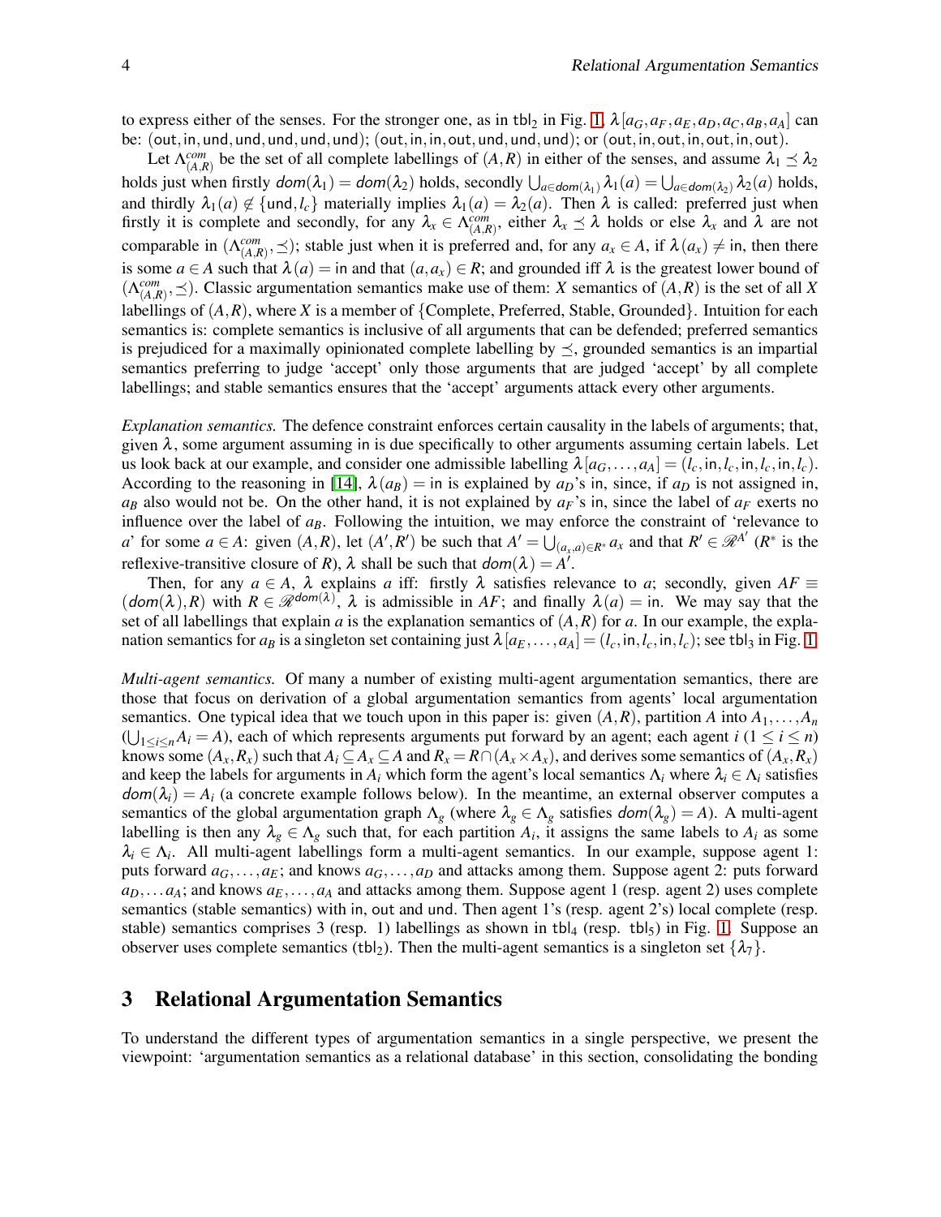to express either of the senses. For the stronger one, as in $\mathsf{tbl}_2$ in Fig. 1, $\lambda[a_G, a_F, a_E, a_D, a_C, a_B, a_A]$ can be: $(\mathsf{out}, \mathsf{in}, \mathsf{und}, \mathsf{und}, \mathsf{und}, \mathsf{und}, \mathsf{und})$; $(\mathsf{out}, \mathsf{in}, \mathsf{in}, \mathsf{out}, \mathsf{und}, \mathsf{und}, \mathsf{und})$; or $(\mathsf{out}, \mathsf{in}, \mathsf{out}, \mathsf{in}, \mathsf{out}, \mathsf{in}, \mathsf{out})$.

Let $\Lambda^{com}_{(A,R)}$ be the set of all complete labellings of $(A,R)$ in either of the senses, and assume $\lambda_1 \preceq \lambda_2$ holds just when firstly $\mathit{dom}(\lambda_1) = \mathit{dom}(\lambda_2)$ holds, secondly $\bigcup_{a \in \mathit{dom}(\lambda_1)} \lambda_1(a) = \bigcup_{a \in \mathit{dom}(\lambda_2)} \lambda_2(a)$ holds, and thirdly $\lambda_1(a) \notin \{\mathsf{und}, l_c\}$ materially implies $\lambda_1(a) = \lambda_2(a)$. Then $\lambda$ is called: preferred just when firstly it is complete and secondly, for any $\lambda_x \in \Lambda^{com}_{(A,R)}$, either $\lambda_x \preceq \lambda$ holds or else $\lambda_x$ and $\lambda$ are not comparable in $(\Lambda^{com}_{(A,R)}, \preceq)$; stable just when it is preferred and, for any $a_x \in A$, if $\lambda(a_x) \neq \mathsf{in}$, then there is some $a \in A$ such that $\lambda(a) = \mathsf{in}$ and that $(a, a_x) \in R$; and grounded iff $\lambda$ is the greatest lower bound of $(\Lambda^{com}_{(A,R)}, \preceq)$. Classic argumentation semantics make use of them: $X$ semantics of $(A,R)$ is the set of all $X$ labellings of $(A,R)$, where $X$ is a member of {Complete, Preferred, Stable, Grounded}. Intuition for each semantics is: complete semantics is inclusive of all arguments that can be defended; preferred semantics is prejudiced for a maximally opinionated complete labelling by $\preceq$, grounded semantics is an impartial semantics preferring to judge 'accept' only those arguments that are judged 'accept' by all complete labellings; and stable semantics ensures that the 'accept' arguments attack every other arguments.

*Explanation semantics.* The defence constraint enforces certain causality in the labels of arguments; that, given $\lambda$, some argument assuming in is due specifically to other arguments assuming certain labels. Let us look back at our example, and consider one admissible labelling $\lambda[a_G, \ldots, a_A] = (l_c, \mathsf{in}, l_c, \mathsf{in}, l_c, \mathsf{in}, l_c)$. According to the reasoning in [14], $\lambda(a_B) = \mathsf{in}$ is explained by $a_D$'s in, since, if $a_D$ is not assigned in, $a_B$ also would not be. On the other hand, it is not explained by $a_F$'s in, since the label of $a_F$ exerts no influence over the label of $a_B$. Following the intuition, we may enforce the constraint of 'relevance to $a$' for some $a \in A$: given $(A,R)$, let $(A', R')$ be such that $A' = \bigcup_{(a_x, a) \in R^*} a_x$ and that $R' \in \mathscr{R}^{A'}$ ($R^*$ is the reflexive-transitive closure of $R$), $\lambda$ shall be such that $\mathit{dom}(\lambda) = A'$.

Then, for any $a \in A$, $\lambda$ explains $a$ iff: firstly $\lambda$ satisfies relevance to $a$; secondly, given $AF \equiv (\mathit{dom}(\lambda), R)$ with $R \in \mathscr{R}^{\mathit{dom}(\lambda)}$, $\lambda$ is admissible in $AF$; and finally $\lambda(a) = \mathsf{in}$. We may say that the set of all labellings that explain $a$ is the explanation semantics of $(A,R)$ for $a$. In our example, the explanation semantics for $a_B$ is a singleton set containing just $\lambda[a_E, \ldots, a_A] = (l_c, \mathsf{in}, l_c, \mathsf{in}, l_c)$; see $\mathsf{tbl}_3$ in Fig. 1.

*Multi-agent semantics.* Of many a number of existing multi-agent argumentation semantics, there are those that focus on derivation of a global argumentation semantics from agents' local argumentation semantics. One typical idea that we touch upon in this paper is: given $(A,R)$, partition $A$ into $A_1, \ldots, A_n$ ($\bigcup_{1 \leq i \leq n} A_i = A$), each of which represents arguments put forward by an agent; each agent $i$ ($1 \leq i \leq n$) knows some $(A_x, R_x)$ such that $A_i \subseteq A_x \subseteq A$ and $R_x = R \cap (A_x \times A_x)$, and derives some semantics of $(A_x, R_x)$ and keep the labels for arguments in $A_i$ which form the agent's local semantics $\Lambda_i$ where $\lambda_i \in \Lambda_i$ satisfies $\mathit{dom}(\lambda_i) = A_i$ (a concrete example follows below). In the meantime, an external observer computes a semantics of the global argumentation graph $\Lambda_g$ (where $\lambda_g \in \Lambda_g$ satisfies $\mathit{dom}(\lambda_g) = A$). A multi-agent labelling is then any $\lambda_g \in \Lambda_g$ such that, for each partition $A_i$, it assigns the same labels to $A_i$ as some $\lambda_i \in \Lambda_i$. All multi-agent labellings form a multi-agent semantics. In our example, suppose agent 1: puts forward $a_G, \ldots, a_E$; and knows $a_G, \ldots, a_D$ and attacks among them. Suppose agent 2: puts forward $a_D, \ldots a_A$; and knows $a_E, \ldots, a_A$ and attacks among them. Suppose agent 1 (resp. agent 2) uses complete semantics (stable semantics) with in, out and und. Then agent 1's (resp. agent 2's) local complete (resp. stable) semantics comprises 3 (resp. 1) labellings as shown in $\mathsf{tbl}_4$ (resp. $\mathsf{tbl}_5$) in Fig. 1. Suppose an observer uses complete semantics ($\mathsf{tbl}_2$). Then the multi-agent semantics is a singleton set $\{\lambda_7\}$.

## 3 Relational Argumentation Semantics

To understand the different types of argumentation semantics in a single perspective, we present the viewpoint: 'argumentation semantics as a relational database' in this section, consolidating the bonding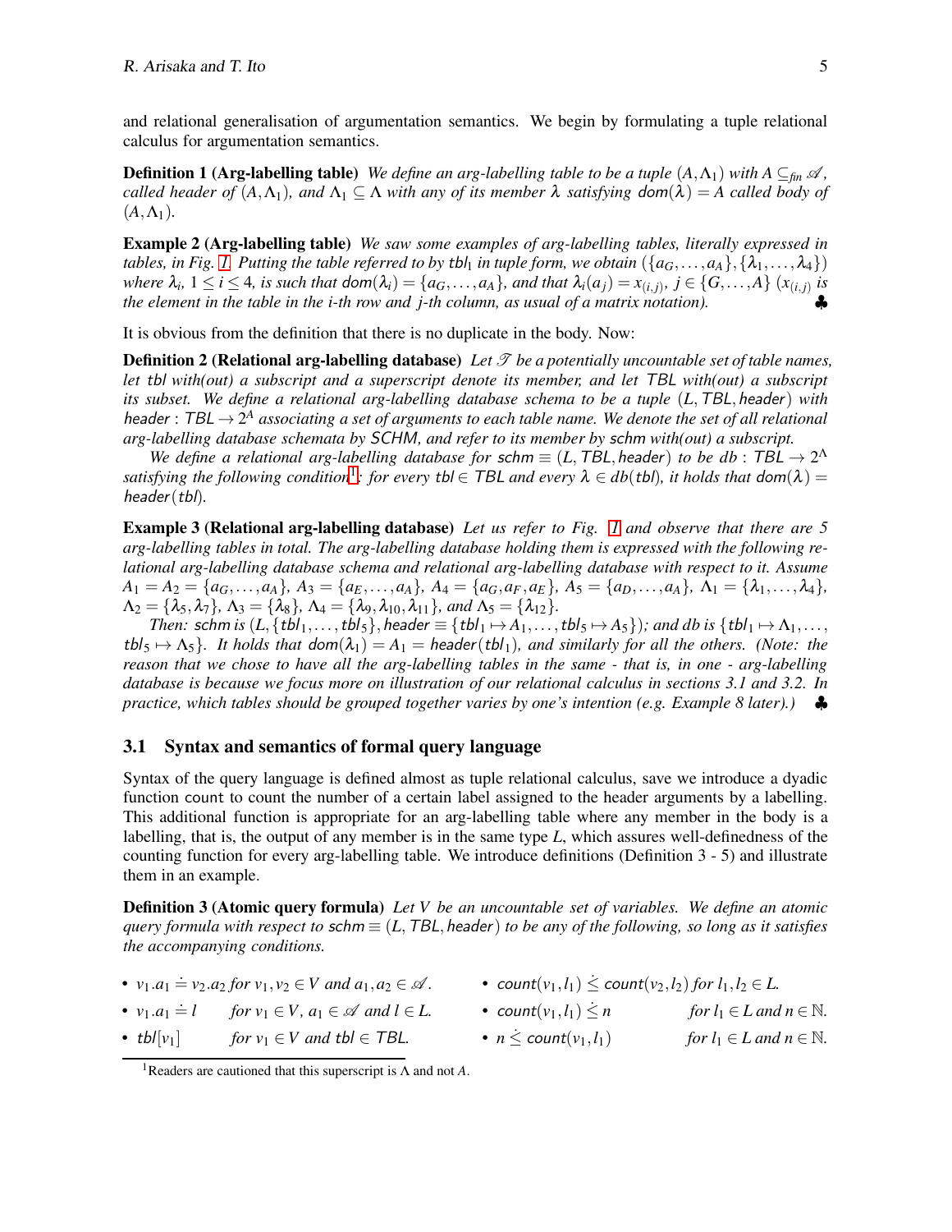and relational generalisation of argumentation semantics. We begin by formulating a tuple relational calculus for argumentation semantics.

**Definition 1 (Arg-labelling table)** *We define an arg-labelling table to be a tuple $(A, \Lambda_1)$ with $A \subseteq_{fin} \mathscr{A}$, called header of $(A, \Lambda_1)$, and $\Lambda_1 \subseteq \Lambda$ with any of its member $\lambda$ satisfying $\textsf{dom}(\lambda) = A$ called body of $(A, \Lambda_1)$.*

**Example 2 (Arg-labelling table)** *We saw some examples of arg-labelling tables, literally expressed in tables, in Fig. 1. Putting the table referred to by $\textsf{tbl}_1$ in tuple form, we obtain $(\{a_G, \ldots, a_A\}, \{\lambda_1, \ldots, \lambda_4\})$ where $\lambda_i$, $1 \leq i \leq 4$, is such that $\textsf{dom}(\lambda_i) = \{a_G, \ldots, a_A\}$, and that $\lambda_i(a_j) = x_{(i,j)}$, $j \in \{G, \ldots, A\}$ ($x_{(i,j)}$ is the element in the table in the i-th row and j-th column, as usual of a matrix notation).* ♣

It is obvious from the definition that there is no duplicate in the body. Now:

**Definition 2 (Relational arg-labelling database)** *Let $\mathscr{T}$ be a potentially uncountable set of table names, let $\textsf{tbl}$ with(out) a subscript and a superscript denote its member, and let $\textsf{TBL}$ with(out) a subscript its subset. We define a relational arg-labelling database schema to be a tuple $(L, \textsf{TBL}, \textsf{header})$ with $\textsf{header} : \textsf{TBL} \rightarrow 2^A$ associating a set of arguments to each table name. We denote the set of all relational arg-labelling database schemata by $\textsf{SCHM}$, and refer to its member by $\textsf{schm}$ with(out) a subscript.*

*We define a relational arg-labelling database for $\textsf{schm} \equiv (L, \textsf{TBL}, \textsf{header})$ to be $db : \textsf{TBL} \rightarrow 2^\Lambda$ satisfying the following condition[1]: for every $\textsf{tbl} \in \textsf{TBL}$ and every $\lambda \in db(\textsf{tbl})$, it holds that $\textsf{dom}(\lambda) = \textsf{header}(\textsf{tbl})$.*

**Example 3 (Relational arg-labelling database)** *Let us refer to Fig. 1 and observe that there are 5 arg-labelling tables in total. The arg-labelling database holding them is expressed with the following relational arg-labelling database schema and relational arg-labelling database with respect to it. Assume $A_1 = A_2 = \{a_G, \ldots, a_A\}$, $A_3 = \{a_E, \ldots, a_A\}$, $A_4 = \{a_G, a_F, a_E\}$, $A_5 = \{a_D, \ldots, a_A\}$, $\Lambda_1 = \{\lambda_1, \ldots, \lambda_4\}$, $\Lambda_2 = \{\lambda_5, \lambda_7\}$, $\Lambda_3 = \{\lambda_8\}$, $\Lambda_4 = \{\lambda_9, \lambda_{10}, \lambda_{11}\}$, and $\Lambda_5 = \{\lambda_{12}\}$.*

*Then: $\textsf{schm}$ is $(L, \{\textsf{tbl}_1, \ldots, \textsf{tbl}_5\}, \textsf{header} \equiv \{\textsf{tbl}_1 \mapsto A_1, \ldots, \textsf{tbl}_5 \mapsto A_5\})$; and db is $\{\textsf{tbl}_1 \mapsto \Lambda_1, \ldots, \textsf{tbl}_5 \mapsto \Lambda_5\}$. It holds that $\textsf{dom}(\lambda_1) = A_1 = \textsf{header}(\textsf{tbl}_1)$, and similarly for all the others. (Note: the reason that we chose to have all the arg-labelling tables in the same - that is, in one - arg-labelling database is because we focus more on illustration of our relational calculus in sections 3.1 and 3.2. In practice, which tables should be grouped together varies by one's intention (e.g. Example 8 later).)* ♣

### 3.1 Syntax and semantics of formal query language

Syntax of the query language is defined almost as tuple relational calculus, save we introduce a dyadic function count to count the number of a certain label assigned to the header arguments by a labelling. This additional function is appropriate for an arg-labelling table where any member in the body is a labelling, that is, the output of any member is in the same type $L$, which assures well-definedness of the counting function for every arg-labelling table. We introduce definitions (Definition 3 - 5) and illustrate them in an example.

**Definition 3 (Atomic query formula)** *Let $V$ be an uncountable set of variables. We define an atomic query formula with respect to $\textsf{schm} \equiv (L, \textsf{TBL}, \textsf{header})$ to be any of the following, so long as it satisfies the accompanying conditions.*

- $v_1.a_1 \doteq v_2.a_2$ *for $v_1, v_2 \in V$ and $a_1, a_2 \in \mathscr{A}$.*
- $v_1.a_1 \doteq l$ *for $v_1 \in V$, $a_1 \in \mathscr{A}$ and $l \in L$.*
- $\textsf{tbl}[v_1]$ *for $v_1 \in V$ and $\textsf{tbl} \in \textsf{TBL}$.*
- $\textsf{count}(v_1, l_1) \dot{\leq} \textsf{count}(v_2, l_2)$ *for $l_1, l_2 \in L$.*
- $\textsf{count}(v_1, l_1) \dot{\leq} n$ *for $l_1 \in L$ and $n \in \mathbb{N}$.*
- $n \dot{\leq} \textsf{count}(v_1, l_1)$ *for $l_1 \in L$ and $n \in \mathbb{N}$.*

[1] Readers are cautioned that this superscript is $\Lambda$ and not $A$.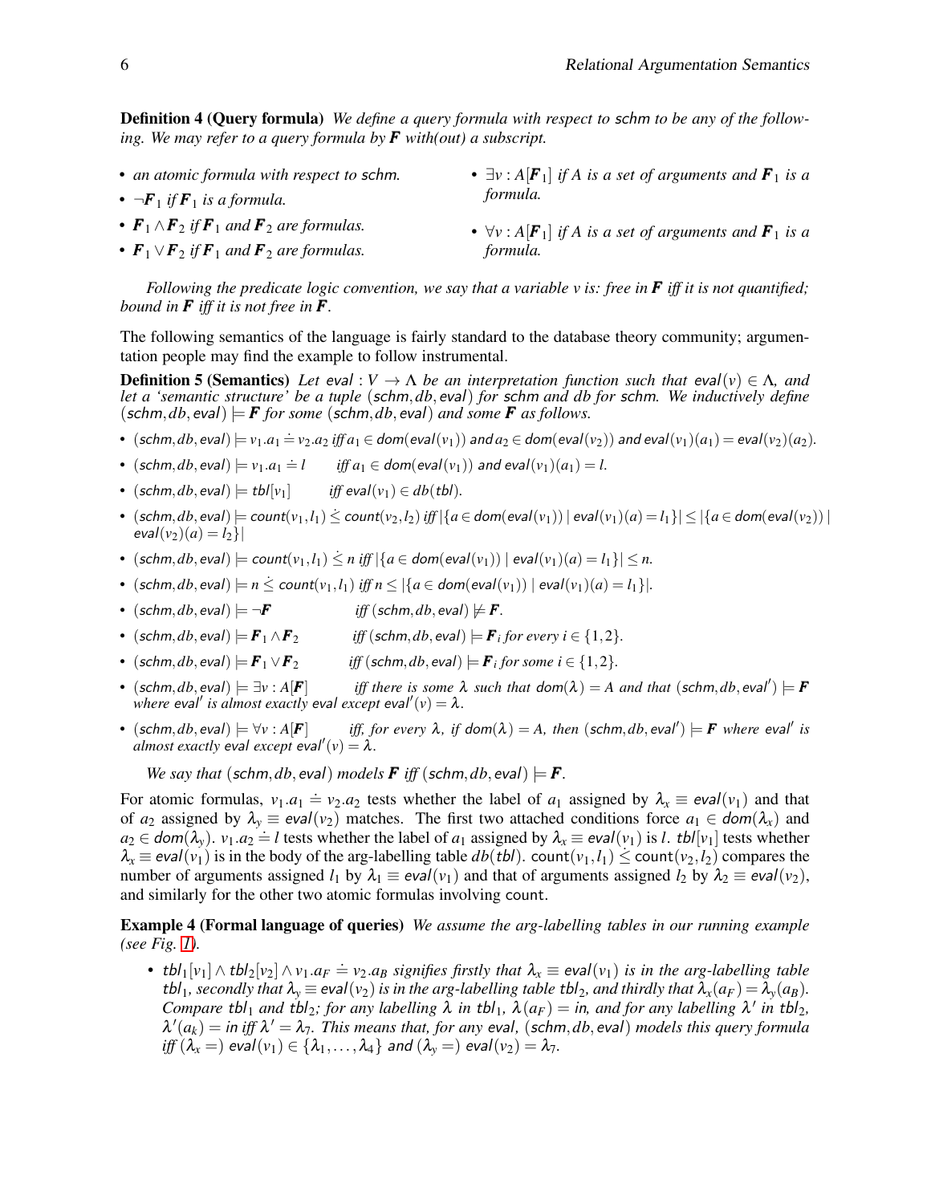**Definition 4 (Query formula)** *We define a query formula with respect to* schm *to be any of the following. We may refer to a query formula by* $\boldsymbol{F}$ *with(out) a subscript.*

- *an atomic formula with respect to* schm.
- $\neg \boldsymbol{F}_1$ *if* $\boldsymbol{F}_1$ *is a formula.*
- $\boldsymbol{F}_1 \wedge \boldsymbol{F}_2$ *if* $\boldsymbol{F}_1$ *and* $\boldsymbol{F}_2$ *are formulas.*
- $\boldsymbol{F}_1 \vee \boldsymbol{F}_2$ *if* $\boldsymbol{F}_1$ *and* $\boldsymbol{F}_2$ *are formulas.*
- $\exists v : A[\boldsymbol{F}_1]$ *if* $A$ *is a set of arguments and* $\boldsymbol{F}_1$ *is a formula.*
- $\forall v : A[\boldsymbol{F}_1]$ *if* $A$ *is a set of arguments and* $\boldsymbol{F}_1$ *is a formula.*

*Following the predicate logic convention, we say that a variable* $v$ *is: free in* $\boldsymbol{F}$ *iff it is not quantified; bound in* $\boldsymbol{F}$ *iff it is not free in* $\boldsymbol{F}$.

The following semantics of the language is fairly standard to the database theory community; argumentation people may find the example to follow instrumental.

**Definition 5 (Semantics)** *Let* $\mathsf{eval} : V \to \Lambda$ *be an interpretation function such that* $\mathsf{eval}(v) \in \Lambda$*, and let a 'semantic structure' be a tuple* $(\mathsf{schm}, db, \mathsf{eval})$ *for* schm *and* $db$ *for* schm. *We inductively define* $(\mathsf{schm}, db, \mathsf{eval}) \models \boldsymbol{F}$ *for some* $(\mathsf{schm}, db, \mathsf{eval})$ *and some* $\boldsymbol{F}$ *as follows.*

- $(\mathsf{schm}, db, \mathsf{eval}) \models v_1.a_1 \doteq v_2.a_2$ *iff* $a_1 \in \mathsf{dom}(\mathsf{eval}(v_1))$ *and* $a_2 \in \mathsf{dom}(\mathsf{eval}(v_2))$ *and* $\mathsf{eval}(v_1)(a_1) = \mathsf{eval}(v_2)(a_2)$.
- $(\mathsf{schm}, db, \mathsf{eval}) \models v_1.a_1 \doteq l$ *iff* $a_1 \in \mathsf{dom}(\mathsf{eval}(v_1))$ *and* $\mathsf{eval}(v_1)(a_1) = l$.
- $(\mathsf{schm}, db, \mathsf{eval}) \models \mathsf{tbl}[v_1]$ *iff* $\mathsf{eval}(v_1) \in db(\mathsf{tbl})$.
- $(\mathsf{schm}, db, \mathsf{eval}) \models \mathsf{count}(v_1, l_1) \dot{\leq} \mathsf{count}(v_2, l_2)$ *iff* $|\{a \in \mathsf{dom}(\mathsf{eval}(v_1)) \mid \mathsf{eval}(v_1)(a) = l_1\}| \leq |\{a \in \mathsf{dom}(\mathsf{eval}(v_2)) \mid \mathsf{eval}(v_2)(a) = l_2\}|$
- $(\mathsf{schm}, db, \mathsf{eval}) \models \mathsf{count}(v_1, l_1) \dot{\leq} n$ *iff* $|\{a \in \mathsf{dom}(\mathsf{eval}(v_1)) \mid \mathsf{eval}(v_1)(a) = l_1\}| \leq n$.
- $(\mathsf{schm}, db, \mathsf{eval}) \models n \dot{\leq} \mathsf{count}(v_1, l_1)$ *iff* $n \leq |\{a \in \mathsf{dom}(\mathsf{eval}(v_1)) \mid \mathsf{eval}(v_1)(a) = l_1\}|$.
- $(\mathsf{schm}, db, \mathsf{eval}) \models \neg \boldsymbol{F}$ *iff* $(\mathsf{schm}, db, \mathsf{eval}) \not\models \boldsymbol{F}$.
- $(\mathsf{schm}, db, \mathsf{eval}) \models \boldsymbol{F}_1 \wedge \boldsymbol{F}_2$ *iff* $(\mathsf{schm}, db, \mathsf{eval}) \models \boldsymbol{F}_i$ *for every* $i \in \{1, 2\}$.
- $(\mathsf{schm}, db, \mathsf{eval}) \models \boldsymbol{F}_1 \vee \boldsymbol{F}_2$ *iff* $(\mathsf{schm}, db, \mathsf{eval}) \models \boldsymbol{F}_i$ *for some* $i \in \{1, 2\}$.
- $(\mathsf{schm}, db, \mathsf{eval}) \models \exists v : A[\boldsymbol{F}]$ *iff there is some* $\lambda$ *such that* $\mathsf{dom}(\lambda) = A$ *and that* $(\mathsf{schm}, db, \mathsf{eval}') \models \boldsymbol{F}$ *where* $\mathsf{eval}'$ *is almost exactly* eval *except* $\mathsf{eval}'(v) = \lambda$.
- $(\mathsf{schm}, db, \mathsf{eval}) \models \forall v : A[\boldsymbol{F}]$ *iff, for every* $\lambda$*, if* $\mathsf{dom}(\lambda) = A$*, then* $(\mathsf{schm}, db, \mathsf{eval}') \models \boldsymbol{F}$ *where* $\mathsf{eval}'$ *is almost exactly* eval *except* $\mathsf{eval}'(v) = \lambda$.

*We say that* $(\mathsf{schm}, db, \mathsf{eval})$ *models* $\boldsymbol{F}$ *iff* $(\mathsf{schm}, db, \mathsf{eval}) \models \boldsymbol{F}$.

For atomic formulas, $v_1.a_1 \doteq v_2.a_2$ tests whether the label of $a_1$ assigned by $\lambda_x \equiv \mathsf{eval}(v_1)$ and that of $a_2$ assigned by $\lambda_y \equiv \mathsf{eval}(v_2)$ matches. The first two attached conditions force $a_1 \in \mathsf{dom}(\lambda_x)$ and $a_2 \in \mathsf{dom}(\lambda_y)$. $v_1.a_2 \doteq l$ tests whether the label of $a_1$ assigned by $\lambda_x \equiv \mathsf{eval}(v_1)$ is $l$. $\mathsf{tbl}[v_1]$ tests whether $\lambda_x \equiv \mathsf{eval}(v_1)$ is in the body of the arg-labelling table $db(\mathsf{tbl})$. $\mathsf{count}(v_1, l_1) \dot{\leq} \mathsf{count}(v_2, l_2)$ compares the number of arguments assigned $l_1$ by $\lambda_1 \equiv \mathsf{eval}(v_1)$ and that of arguments assigned $l_2$ by $\lambda_2 \equiv \mathsf{eval}(v_2)$, and similarly for the other two atomic formulas involving count.

**Example 4 (Formal language of queries)** *We assume the arg-labelling tables in our running example (see Fig. 1).*

- $\mathsf{tbl}_1[v_1] \wedge \mathsf{tbl}_2[v_2] \wedge v_1.a_F \doteq v_2.a_B$ *signifies firstly that* $\lambda_x \equiv \mathsf{eval}(v_1)$ *is in the arg-labelling table* $\mathsf{tbl}_1$*, secondly that* $\lambda_y \equiv \mathsf{eval}(v_2)$ *is in the arg-labelling table* $\mathsf{tbl}_2$*, and thirdly that* $\lambda_x(a_F) = \lambda_y(a_B)$. *Compare* $\mathsf{tbl}_1$ *and* $\mathsf{tbl}_2$*; for any labelling* $\lambda$ *in* $\mathsf{tbl}_1$*,* $\lambda(a_F) = \mathsf{in}$*, and for any labelling* $\lambda'$ *in* $\mathsf{tbl}_2$*,* $\lambda'(a_k) = \mathsf{in}$ *iff* $\lambda' = \lambda_7$. *This means that, for any* eval*,* $(\mathsf{schm}, db, \mathsf{eval})$ *models this query formula iff* $(\lambda_x =)$ $\mathsf{eval}(v_1) \in \{\lambda_1, \ldots, \lambda_4\}$ *and* $(\lambda_y =)$ $\mathsf{eval}(v_2) = \lambda_7$.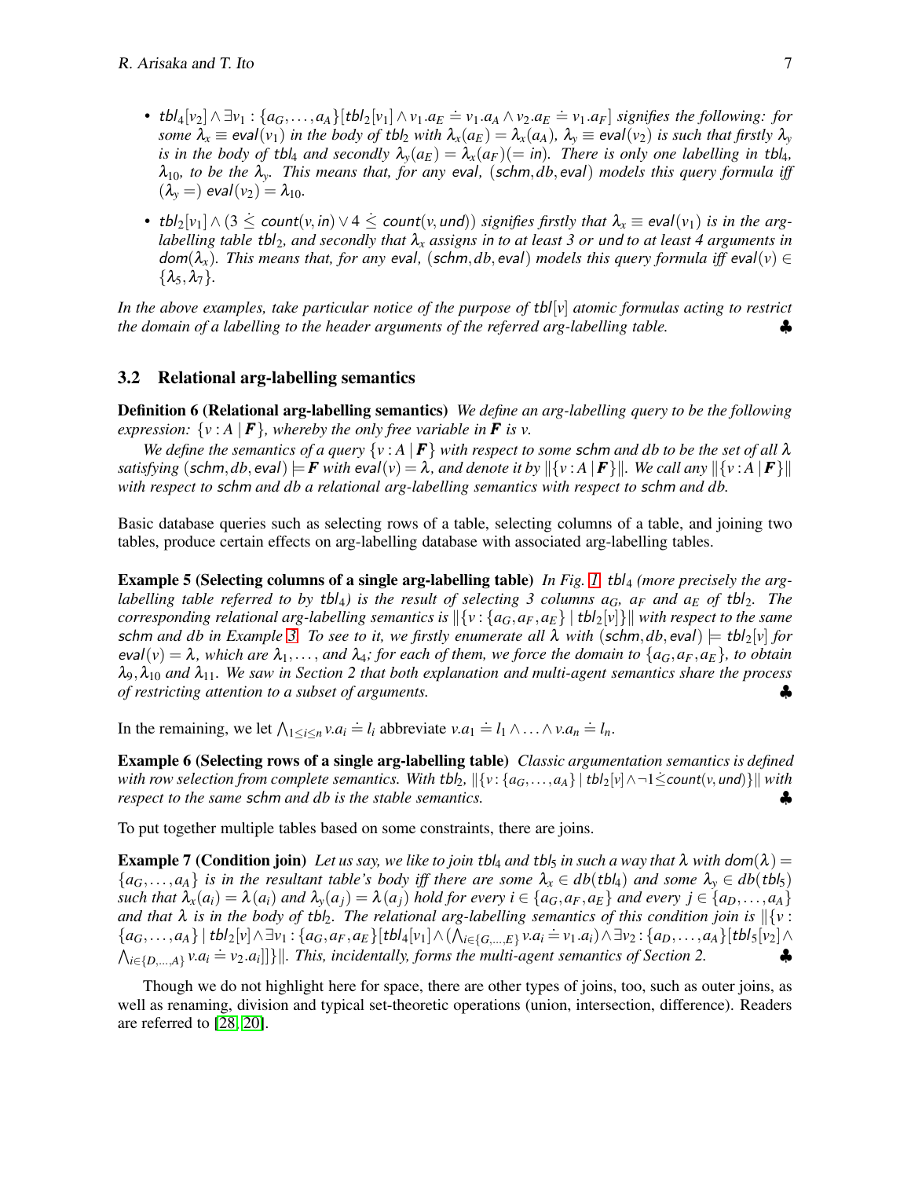- $\mathit{tbl}_4[v_2] \wedge \exists v_1 : \{a_G, \ldots, a_A\}[\mathit{tbl}_2[v_1] \wedge v_1.a_E \doteq v_1.a_A \wedge v_2.a_E \doteq v_1.a_F]$ *signifies the following: for some* $\lambda_x \equiv \mathit{eval}(v_1)$ *in the body of* $\mathit{tbl}_2$ *with* $\lambda_x(a_E) = \lambda_x(a_A)$*,* $\lambda_y \equiv \mathit{eval}(v_2)$ *is such that firstly* $\lambda_y$ *is in the body of* $\mathit{tbl}_4$ *and secondly* $\lambda_y(a_E) = \lambda_x(a_F)(= \mathit{in})$*. There is only one labelling in* $\mathit{tbl}_4$*,* $\lambda_{10}$*, to be the* $\lambda_y$*. This means that, for any* $\mathit{eval}$*,* $(\mathit{schm}, \mathit{db}, \mathit{eval})$ *models this query formula iff* $(\lambda_y =)\ \mathit{eval}(v_2) = \lambda_{10}$*.*

- $\mathit{tbl}_2[v_1] \wedge (3 \dot{\leq} \mathit{count}(v, \mathit{in}) \vee 4 \dot{\leq} \mathit{count}(v, \mathit{und}))$ *signifies firstly that* $\lambda_x \equiv \mathit{eval}(v_1)$ *is in the arg-labelling table* $\mathit{tbl}_2$*, and secondly that* $\lambda_x$ *assigns in to at least 3 or und to at least 4 arguments in* $\mathit{dom}(\lambda_x)$*. This means that, for any* $\mathit{eval}$*,* $(\mathit{schm}, \mathit{db}, \mathit{eval})$ *models this query formula iff* $\mathit{eval}(v) \in \{\lambda_5, \lambda_7\}$*.*

*In the above examples, take particular notice of the purpose of* $\mathit{tbl}[v]$ *atomic formulas acting to restrict the domain of a labelling to the header arguments of the referred arg-labelling table.* ♣

### 3.2 Relational arg-labelling semantics

**Definition 6 (Relational arg-labelling semantics)** *We define an arg-labelling query to be the following expression:* $\{v : A \mid \boldsymbol{F}\}$*, whereby the only free variable in* $\boldsymbol{F}$ *is* $v$*.*

*We define the semantics of a query* $\{v : A \mid \boldsymbol{F}\}$ *with respect to some* $\mathit{schm}$ *and* $\mathit{db}$ *to be the set of all* $\lambda$ *satisfying* $(\mathit{schm}, \mathit{db}, \mathit{eval}) \models \boldsymbol{F}$ *with* $\mathit{eval}(v) = \lambda$*, and denote it by* $\|\{v : A \mid \boldsymbol{F}\}\|$*. We call any* $\|\{v : A \mid \boldsymbol{F}\}\|$ *with respect to* $\mathit{schm}$ *and* $\mathit{db}$ *a relational arg-labelling semantics with respect to* $\mathit{schm}$ *and* $\mathit{db}$*.*

Basic database queries such as selecting rows of a table, selecting columns of a table, and joining two tables, produce certain effects on arg-labelling database with associated arg-labelling tables.

**Example 5 (Selecting columns of a single arg-labelling table)** *In Fig. 1,* $\mathit{tbl}_4$ *(more precisely the arg-labelling table referred to by* $\mathit{tbl}_4$*) is the result of selecting 3 columns* $a_G$*,* $a_F$ *and* $a_E$ *of* $\mathit{tbl}_2$*. The corresponding relational arg-labelling semantics is* $\|\{v : \{a_G, a_F, a_E\} \mid \mathit{tbl}_2[v]\}\|$ *with respect to the same* $\mathit{schm}$ *and* $\mathit{db}$ *in Example 3. To see to it, we firstly enumerate all* $\lambda$ *with* $(\mathit{schm}, \mathit{db}, \mathit{eval}) \models \mathit{tbl}_2[v]$ *for* $\mathit{eval}(v) = \lambda$*, which are* $\lambda_1, \ldots,$ *and* $\lambda_4$*; for each of them, we force the domain to* $\{a_G, a_F, a_E\}$*, to obtain* $\lambda_9, \lambda_{10}$ *and* $\lambda_{11}$*. We saw in Section 2 that both explanation and multi-agent semantics share the process of restricting attention to a subset of arguments.* ♣

In the remaining, we let $\bigwedge_{1 \leq i \leq n} v.a_i \doteq l_i$ abbreviate $v.a_1 \doteq l_1 \wedge \ldots \wedge v.a_n \doteq l_n$.

**Example 6 (Selecting rows of a single arg-labelling table)** *Classic argumentation semantics is defined with row selection from complete semantics. With* $\mathit{tbl}_2$*,* $\|\{v : \{a_G, \ldots, a_A\} \mid \mathit{tbl}_2[v] \wedge \neg 1 \dot{\leq} \mathit{count}(v, \mathit{und})\}\|$ *with respect to the same* $\mathit{schm}$ *and* $\mathit{db}$ *is the stable semantics.* ♣

To put together multiple tables based on some constraints, there are joins.

**Example 7 (Condition join)** *Let us say, we like to join* $\mathit{tbl}_4$ *and* $\mathit{tbl}_5$ *in such a way that* $\lambda$ *with* $\mathit{dom}(\lambda) = \{a_G, \ldots, a_A\}$ *is in the resultant table's body iff there are some* $\lambda_x \in \mathit{db}(\mathit{tbl}_4)$ *and some* $\lambda_y \in \mathit{db}(\mathit{tbl}_5)$ *such that* $\lambda_x(a_i) = \lambda(a_i)$ *and* $\lambda_y(a_j) = \lambda(a_j)$ *hold for every* $i \in \{a_G, a_F, a_E\}$ *and every* $j \in \{a_D, \ldots, a_A\}$ *and that* $\lambda$ *is in the body of* $\mathit{tbl}_2$*. The relational arg-labelling semantics of this condition join is* $\|\{v : \{a_G, \ldots, a_A\} \mid \mathit{tbl}_2[v] \wedge \exists v_1 : \{a_G, a_F, a_E\}[\mathit{tbl}_4[v_1] \wedge (\bigwedge_{i \in \{G, \ldots, E\}} v.a_i \doteq v_1.a_i) \wedge \exists v_2 : \{a_D, \ldots, a_A\}[\mathit{tbl}_5[v_2] \wedge \bigwedge_{i \in \{D, \ldots, A\}} v.a_i \doteq v_2.a_i]]\}\|$*. This, incidentally, forms the multi-agent semantics of Section 2.* ♣

Though we do not highlight here for space, there are other types of joins, too, such as outer joins, as well as renaming, division and typical set-theoretic operations (union, intersection, difference). Readers are referred to [28, 20].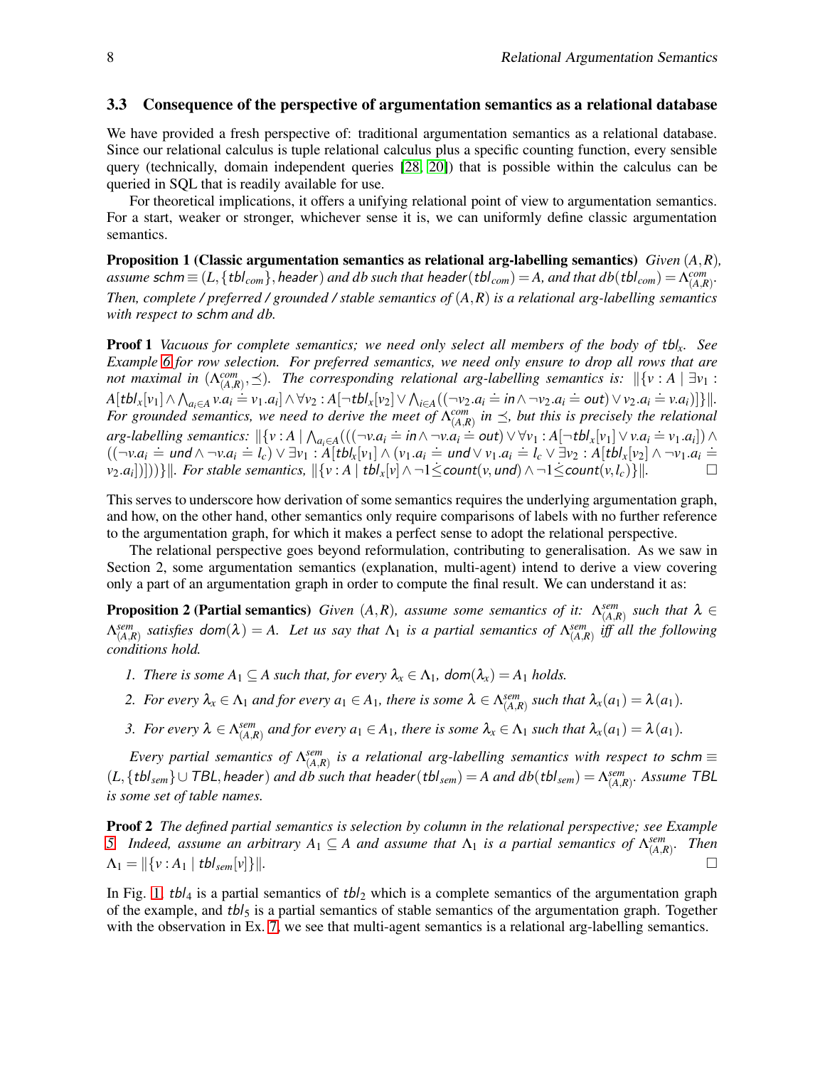### 3.3 Consequence of the perspective of argumentation semantics as a relational database

We have provided a fresh perspective of: traditional argumentation semantics as a relational database. Since our relational calculus is tuple relational calculus plus a specific counting function, every sensible query (technically, domain independent queries [28, 20]) that is possible within the calculus can be queried in SQL that is readily available for use.

For theoretical implications, it offers a unifying relational point of view to argumentation semantics. For a start, weaker or stronger, whichever sense it is, we can uniformly define classic argumentation semantics.

**Proposition 1 (Classic argumentation semantics as relational arg-labelling semantics)** *Given $(A,R)$, assume $\mathit{schm} \equiv (L, \{\mathit{tbl}_{com}\}, \mathit{header})$ and db such that $\mathit{header}(\mathit{tbl}_{com}) = A$, and that $db(\mathit{tbl}_{com}) = \Lambda^{com}_{(A,R)}$. Then, complete / preferred / grounded / stable semantics of $(A,R)$ is a relational arg-labelling semantics with respect to schm and db.*

**Proof 1** *Vacuous for complete semantics; we need only select all members of the body of $\mathit{tbl}_x$. See Example 6 for row selection. For preferred semantics, we need only ensure to drop all rows that are not maximal in $(\Lambda^{com}_{(A,R)}, \preceq)$. The corresponding relational arg-labelling semantics is: $\|\{v : A \mid \exists v_1 : A[\mathit{tbl}_x[v_1] \wedge \bigwedge_{a_i \in A} v.a_i \doteq v_1.a_i] \wedge \forall v_2 : A[\neg \mathit{tbl}_x[v_2] \vee \bigwedge_{i \in A}((\neg v_2.a_i \doteq \mathit{in} \wedge \neg v_2.a_i \doteq \mathit{out}) \vee v_2.a_i \doteq v.a_i)]\}\|$. For grounded semantics, we need to derive the meet of $\Lambda^{com}_{(A,R)}$ in $\preceq$, but this is precisely the relational arg-labelling semantics: $\|\{v : A \mid \bigwedge_{a_i \in A}(((\neg v.a_i \doteq \mathit{in} \wedge \neg v.a_i \doteq \mathit{out}) \vee \forall v_1 : A[\neg \mathit{tbl}_x[v_1] \vee v.a_i \doteq v_1.a_i]) \wedge ((\neg v.a_i \doteq \mathit{und} \wedge \neg v.a_i \doteq l_c) \vee \exists v_1 : A[\mathit{tbl}_x[v_1] \wedge (v_1.a_i \doteq \mathit{und} \vee v_1.a_i \doteq l_c \vee \exists v_2 : A[\mathit{tbl}_x[v_2] \wedge \neg v_1.a_i \doteq v_2.a_i])]))\}\|$. For stable semantics, $\|\{v : A \mid \mathit{tbl}_x[v] \wedge \neg 1 \dot{\leq} \mathit{count}(v, \mathit{und}) \wedge \neg 1 \dot{\leq} \mathit{count}(v, l_c)\}\|$.* □

This serves to underscore how derivation of some semantics requires the underlying argumentation graph, and how, on the other hand, other semantics only require comparisons of labels with no further reference to the argumentation graph, for which it makes a perfect sense to adopt the relational perspective.

The relational perspective goes beyond reformulation, contributing to generalisation. As we saw in Section 2, some argumentation semantics (explanation, multi-agent) intend to derive a view covering only a part of an argumentation graph in order to compute the final result. We can understand it as:

**Proposition 2 (Partial semantics)** *Given $(A,R)$, assume some semantics of it: $\Lambda^{sem}_{(A,R)}$ such that $\lambda \in \Lambda^{sem}_{(A,R)}$ satisfies $\mathit{dom}(\lambda) = A$. Let us say that $\Lambda_1$ is a partial semantics of $\Lambda^{sem}_{(A,R)}$ iff all the following conditions hold.*

1. *There is some $A_1 \subseteq A$ such that, for every $\lambda_x \in \Lambda_1$, $\mathit{dom}(\lambda_x) = A_1$ holds.*
2. *For every $\lambda_x \in \Lambda_1$ and for every $a_1 \in A_1$, there is some $\lambda \in \Lambda^{sem}_{(A,R)}$ such that $\lambda_x(a_1) = \lambda(a_1)$.*
3. *For every $\lambda \in \Lambda^{sem}_{(A,R)}$ and for every $a_1 \in A_1$, there is some $\lambda_x \in \Lambda_1$ such that $\lambda_x(a_1) = \lambda(a_1)$.*

*Every partial semantics of $\Lambda^{sem}_{(A,R)}$ is a relational arg-labelling semantics with respect to $\mathit{schm} \equiv (L, \{\mathit{tbl}_{sem}\} \cup \mathit{TBL}, \mathit{header})$ and db such that $\mathit{header}(\mathit{tbl}_{sem}) = A$ and $db(\mathit{tbl}_{sem}) = \Lambda^{sem}_{(A,R)}$. Assume TBL is some set of table names.*

**Proof 2** *The defined partial semantics is selection by column in the relational perspective; see Example 5. Indeed, assume an arbitrary $A_1 \subseteq A$ and assume that $\Lambda_1$ is a partial semantics of $\Lambda^{sem}_{(A,R)}$. Then $\Lambda_1 = \|\{v : A_1 \mid \mathit{tbl}_{sem}[v]\}\|$.* □

In Fig. 1, $\mathit{tbl}_4$ is a partial semantics of $\mathit{tbl}_2$ which is a complete semantics of the argumentation graph of the example, and $\mathit{tbl}_5$ is a partial semantics of stable semantics of the argumentation graph. Together with the observation in Ex. 7, we see that multi-agent semantics is a relational arg-labelling semantics.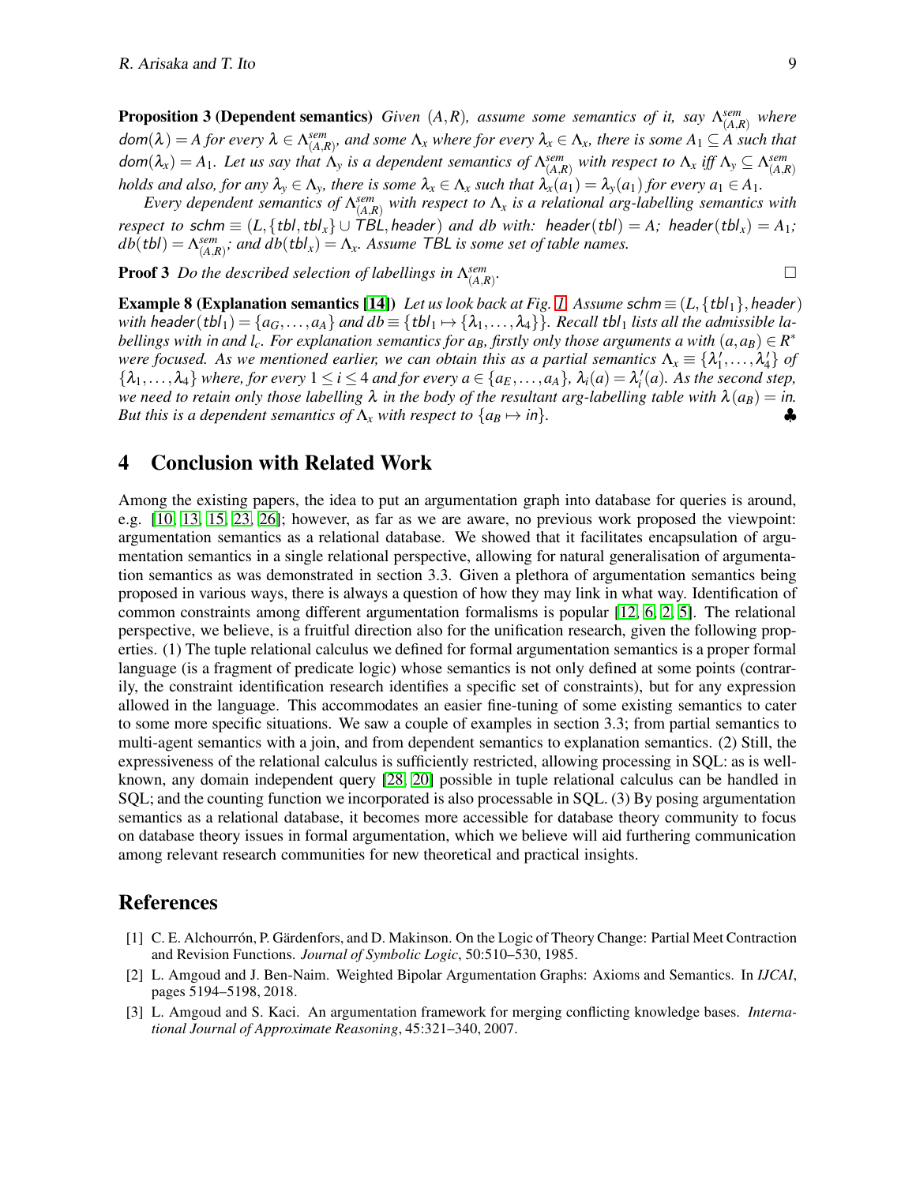**Proposition 3 (Dependent semantics)** *Given $(A,R)$, assume some semantics of it, say $\Lambda^{sem}_{(A,R)}$ where $\mathsf{dom}(\lambda) = A$ for every $\lambda \in \Lambda^{sem}_{(A,R)}$, and some $\Lambda_x$ where for every $\lambda_x \in \Lambda_x$, there is some $A_1 \subseteq A$ such that $\mathsf{dom}(\lambda_x) = A_1$. Let us say that $\Lambda_y$ is a dependent semantics of $\Lambda^{sem}_{(A,R)}$ with respect to $\Lambda_x$ iff $\Lambda_y \subseteq \Lambda^{sem}_{(A,R)}$ holds and also, for any $\lambda_y \in \Lambda_y$, there is some $\lambda_x \in \Lambda_x$ such that $\lambda_x(a_1) = \lambda_y(a_1)$ for every $a_1 \in A_1$.*

*Every dependent semantics of $\Lambda^{sem}_{(A,R)}$ with respect to $\Lambda_x$ is a relational arg-labelling semantics with respect to $\mathsf{schm} \equiv (L, \{\mathsf{tbl}, \mathsf{tbl}_x\} \cup \mathsf{TBL}, \mathsf{header})$ and db with: $\mathsf{header}(\mathsf{tbl}) = A$; $\mathsf{header}(\mathsf{tbl}_x) = A_1$; $db(\mathsf{tbl}) = \Lambda^{sem}_{(A,R)}$; and $db(\mathsf{tbl}_x) = \Lambda_x$. Assume $\mathsf{TBL}$ is some set of table names.*

**Proof 3** *Do the described selection of labellings in $\Lambda^{sem}_{(A,R)}$.* □

**Example 8 (Explanation semantics [14])** *Let us look back at Fig. 1. Assume $\mathsf{schm} \equiv (L, \{\mathsf{tbl}_1\}, \mathsf{header})$ with $\mathsf{header}(\mathsf{tbl}_1) = \{a_G, \ldots, a_A\}$ and $db \equiv \{\mathsf{tbl}_1 \mapsto \{\lambda_1, \ldots, \lambda_4\}\}$. Recall $\mathsf{tbl}_1$ lists all the admissible labellings with $\mathsf{in}$ and $l_c$. For explanation semantics for $a_B$, firstly only those arguments a with $(a, a_B) \in R^*$ were focused. As we mentioned earlier, we can obtain this as a partial semantics $\Lambda_x \equiv \{\lambda'_1, \ldots, \lambda'_4\}$ of $\{\lambda_1, \ldots, \lambda_4\}$ where, for every $1 \le i \le 4$ and for every $a \in \{a_E, \ldots, a_A\}$, $\lambda_i(a) = \lambda'_i(a)$. As the second step, we need to retain only those labelling $\lambda$ in the body of the resultant arg-labelling table with $\lambda(a_B) = \mathsf{in}$. But this is a dependent semantics of $\Lambda_x$ with respect to $\{a_B \mapsto \mathsf{in}\}$.* ♣

## 4 Conclusion with Related Work

Among the existing papers, the idea to put an argumentation graph into database for queries is around, e.g. [10, 13, 15, 23, 26]; however, as far as we are aware, no previous work proposed the viewpoint: argumentation semantics as a relational database. We showed that it facilitates encapsulation of argumentation semantics in a single relational perspective, allowing for natural generalisation of argumentation semantics as was demonstrated in section 3.3. Given a plethora of argumentation semantics being proposed in various ways, there is always a question of how they may link in what way. Identification of common constraints among different argumentation formalisms is popular [12, 6, 2, 5]. The relational perspective, we believe, is a fruitful direction also for the unification research, given the following properties. (1) The tuple relational calculus we defined for formal argumentation semantics is a proper formal language (is a fragment of predicate logic) whose semantics is not only defined at some points (contrarily, the constraint identification research identifies a specific set of constraints), but for any expression allowed in the language. This accommodates an easier fine-tuning of some existing semantics to cater to some more specific situations. We saw a couple of examples in section 3.3; from partial semantics to multi-agent semantics with a join, and from dependent semantics to explanation semantics. (2) Still, the expressiveness of the relational calculus is sufficiently restricted, allowing processing in SQL: as is well-known, any domain independent query [28, 20] possible in tuple relational calculus can be handled in SQL; and the counting function we incorporated is also processable in SQL. (3) By posing argumentation semantics as a relational database, it becomes more accessible for database theory community to focus on database theory issues in formal argumentation, which we believe will aid furthering communication among relevant research communities for new theoretical and practical insights.

## References

[1] C. E. Alchourrón, P. Gärdenfors, and D. Makinson. On the Logic of Theory Change: Partial Meet Contraction and Revision Functions. *Journal of Symbolic Logic*, 50:510–530, 1985.

[2] L. Amgoud and J. Ben-Naim. Weighted Bipolar Argumentation Graphs: Axioms and Semantics. In *IJCAI*, pages 5194–5198, 2018.

[3] L. Amgoud and S. Kaci. An argumentation framework for merging conflicting knowledge bases. *International Journal of Approximate Reasoning*, 45:321–340, 2007.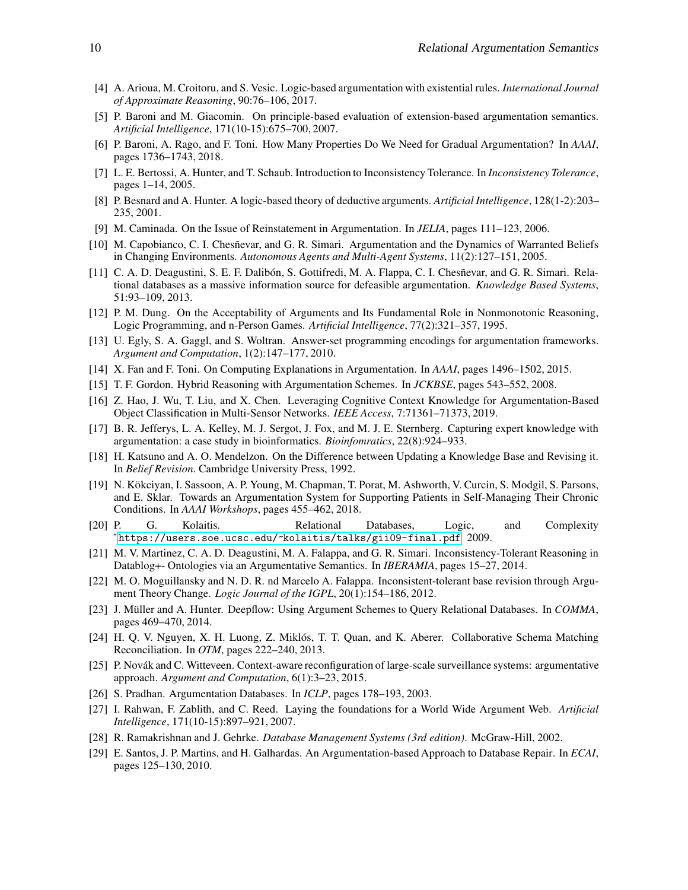[4] A. Arioua, M. Croitoru, and S. Vesic. Logic-based argumentation with existential rules. *International Journal of Approximate Reasoning*, 90:76–106, 2017.

[5] P. Baroni and M. Giacomin. On principle-based evaluation of extension-based argumentation semantics. *Artificial Intelligence*, 171(10-15):675–700, 2007.

[6] P. Baroni, A. Rago, and F. Toni. How Many Properties Do We Need for Gradual Argumentation? In *AAAI*, pages 1736–1743, 2018.

[7] L. E. Bertossi, A. Hunter, and T. Schaub. Introduction to Inconsistency Tolerance. In *Inconsistency Tolerance*, pages 1–14, 2005.

[8] P. Besnard and A. Hunter. A logic-based theory of deductive arguments. *Artificial Intelligence*, 128(1-2):203–235, 2001.

[9] M. Caminada. On the Issue of Reinstatement in Argumentation. In *JELIA*, pages 111–123, 2006.

[10] M. Capobianco, C. I. Chesñevar, and G. R. Simari. Argumentation and the Dynamics of Warranted Beliefs in Changing Environments. *Autonomous Agents and Multi-Agent Systems*, 11(2):127–151, 2005.

[11] C. A. D. Deagustini, S. E. F. Dalibón, S. Gottifredi, M. A. Flappa, C. I. Chesñevar, and G. R. Simari. Relational databases as a massive information source for defeasible argumentation. *Knowledge Based Systems*, 51:93–109, 2013.

[12] P. M. Dung. On the Acceptability of Arguments and Its Fundamental Role in Nonmonotonic Reasoning, Logic Programming, and n-Person Games. *Artificial Intelligence*, 77(2):321–357, 1995.

[13] U. Egly, S. A. Gaggl, and S. Woltran. Answer-set programming encodings for argumentation frameworks. *Argument and Computation*, 1(2):147–177, 2010.

[14] X. Fan and F. Toni. On Computing Explanations in Argumentation. In *AAAI*, pages 1496–1502, 2015.

[15] T. F. Gordon. Hybrid Reasoning with Argumentation Schemes. In *JCKBSE*, pages 543–552, 2008.

[16] Z. Hao, J. Wu, T. Liu, and X. Chen. Leveraging Cognitive Context Knowledge for Argumentation-Based Object Classification in Multi-Sensor Networks. *IEEE Access*, 7:71361–71373, 2019.

[17] B. R. Jefferys, L. A. Kelley, M. J. Sergot, J. Fox, and M. J. E. Sternberg. Capturing expert knowledge with argumentation: a case study in bioinformatics. *Bioinfomratics*, 22(8):924–933.

[18] H. Katsuno and A. O. Mendelzon. On the Difference between Updating a Knowledge Base and Revising it. In *Belief Revision*. Cambridge University Press, 1992.

[19] N. Kökciyan, I. Sassoon, A. P. Young, M. Chapman, T. Porat, M. Ashworth, V. Curcin, S. Modgil, S. Parsons, and E. Sklar. Towards an Argumentation System for Supporting Patients in Self-Managing Their Chronic Conditions. In *AAAI Workshops*, pages 455–462, 2018.

[20] P. G. Kolaitis. Relational Databases, Logic, and Complexity 'https://users.soe.ucsc.edu/~kolaitis/talks/gii09-final.pdf, 2009.

[21] M. V. Martinez, C. A. D. Deagustini, M. A. Falappa, and G. R. Simari. Inconsistency-Tolerant Reasoning in Datablog+- Ontologies via an Argumentative Semantics. In *IBERAMIA*, pages 15–27, 2014.

[22] M. O. Moguillansky and N. D. R. nd Marcelo A. Falappa. Inconsistent-tolerant base revision through Argument Theory Change. *Logic Journal of the IGPL*, 20(1):154–186, 2012.

[23] J. Müller and A. Hunter. Deepflow: Using Argument Schemes to Query Relational Databases. In *COMMA*, pages 469–470, 2014.

[24] H. Q. V. Nguyen, X. H. Luong, Z. Miklós, T. T. Quan, and K. Aberer. Collaborative Schema Matching Reconciliation. In *OTM*, pages 222–240, 2013.

[25] P. Novák and C. Witteveen. Context-aware reconfiguration of large-scale surveillance systems: argumentative approach. *Argument and Computation*, 6(1):3–23, 2015.

[26] S. Pradhan. Argumentation Databases. In *ICLP*, pages 178–193, 2003.

[27] I. Rahwan, F. Zablith, and C. Reed. Laying the foundations for a World Wide Argument Web. *Artificial Intelligence*, 171(10-15):897–921, 2007.

[28] R. Ramakrishnan and J. Gehrke. *Database Management Systems (3rd edition)*. McGraw-Hill, 2002.

[29] E. Santos, J. P. Martins, and H. Galhardas. An Argumentation-based Approach to Database Repair. In *ECAI*, pages 125–130, 2010.